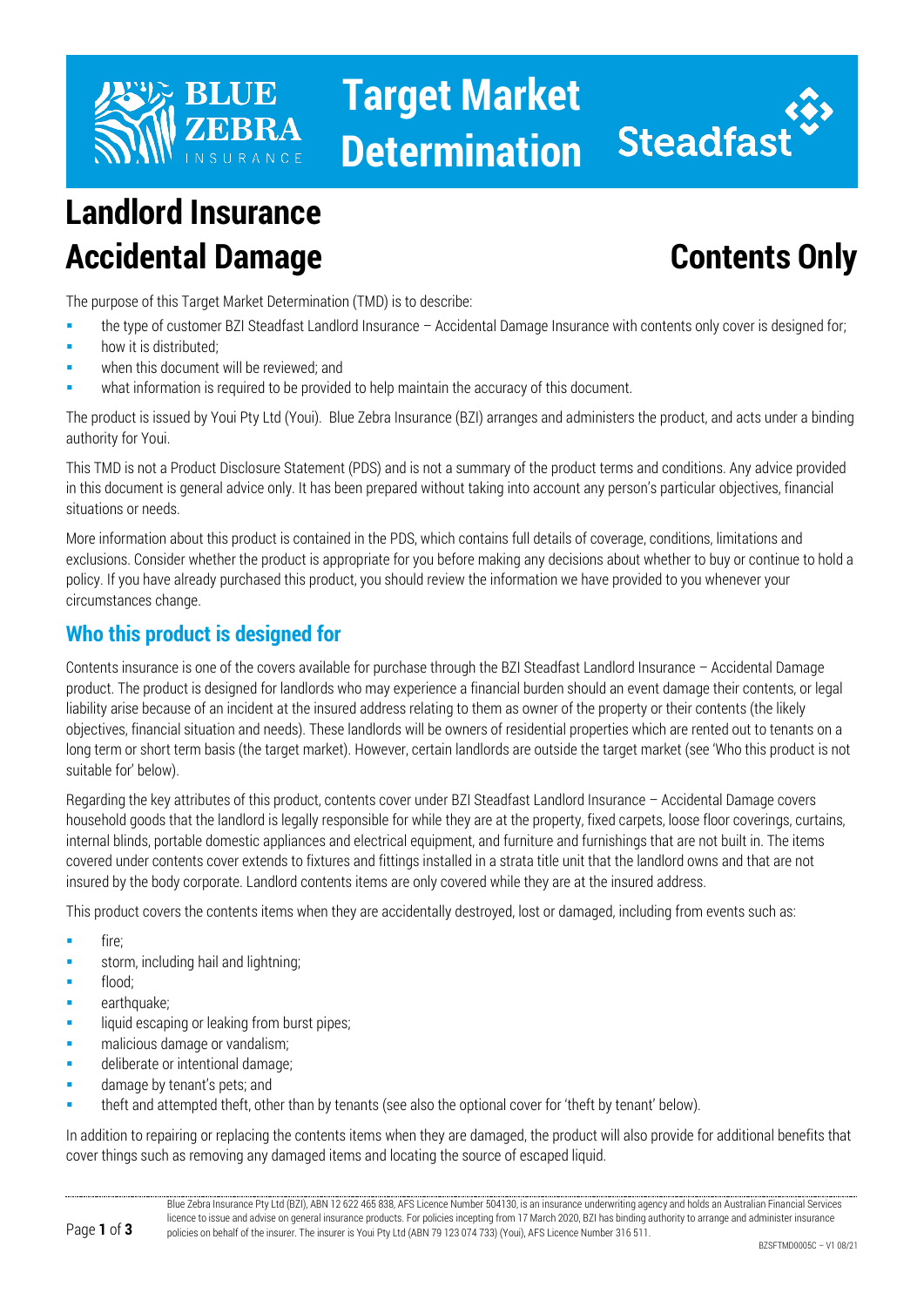# Target Market Determination

# Landlord Insurance Accidental Damage

## Contents Only

The purpose of this Target Market Determination (TMD) is to describe:

- the type of customer BZI Steadfast Landlord Insurance – Accidental Damage Insurance with contents only cover is designed for;
- how it is distributed;
- when this document will be reviewed; and
- what information is required to be provided to help maintain the accuracy of this document.

The product is issued by Youi Pty Ltd (Youi). Blue Zebra Insurance (BZI) arranges and administers the product, and acts under a binding authority for Youi.

This TMD is not a Product Disclosure Statement (PDS) and is not a summary of the product terms and conditions. Any advice provided in this document is general advice only. It has been prepared without taking into account any person's particular objectives, financial situations or needs.

More information about this product is contained in the PDS, which contains full details of coverage, conditions, limitations and exclusions. Consider whether the product is appropriate for you before making any decisions about whether to buy or continue to hold a policy. If you have already purchased this product, you should review the information we have provided to you whenever your circumstances change.

## Who this product is designed for

Contents insurance is one of the covers available for purchase through the BZI Steadfast Landlord Insurance – Accidental Damage product. The product is designed for landlords who may experience a financial burden should an event damage their contents, or legal liability arise because of an incident at the insured address relating to them as owner of the property or their contents (the likely objectives, financial situation and needs). These landlords will be owners of residential properties which are rented out to tenants on a long term or short term basis (the target market). However, certain landlords are outside the target market (see 'Who this product is not suitable for' below).

Regarding the key attributes of this product, contents cover under BZI Steadfast Landlord Insurance – Accidental Damage covers household goods that the landlord is legally responsible for while they are at the property, fixed carpets, loose floor coverings, curtains, internal blinds, portable domestic appliances and electrical equipment, and furniture and furnishings that are not built in. The items covered under contents cover extends to fixtures and fittings installed in a strata title unit that the landlord owns and that are not insured by the body corporate. Landlord contents items are only covered while they are at the insured address.

This product covers the contents items when they are accidentally destroyed, lost or damaged, including from events such as:

- fire;
- storm, including hail and lightning;
- flood;
- earthquake;
- liquid escaping or leaking from burst pipes;
- malicious damage or vandalism;
- deliberate or intentional damage;
- damage by tenant's pets; and
- theft and attempted theft, other than by tenants (see also the optional cover for 'theft by tenant' below).

In addition to repairing or replacing the contents items when they are damaged, the product will also provide for additional benefits that cover things such as removing any damaged items and locating the source of escaped liquid.

Blue Zebra Insurance Pty Ltd (BZI), ABN 12 622 465 838, AFS Licence Number 504130, is an insurance underwriting agency and holds an Australian Financial Services licence to issue and advise on general insurance products. For policies incepting from 17 March 2020, BZI has binding authority to arrange and administer insurance policies on behalf of the insurer. The insurer is Youi Pty Ltd (ABN 79 123 074 733) (Youi), AFS Licence Number 316 511.

BZSFTMD0005C – V1 08/21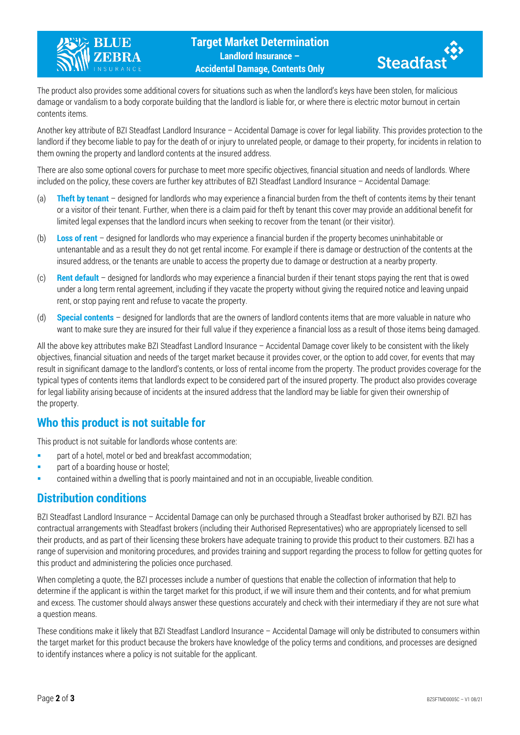The product also provides some additional covers for situations such as when the landlord's keys have been stolen, for malicious damage or vandalism to a body corporate building that the landlord is liable for, or where there is electric motor burnout in certain contents items.

Another key attribute of BZI Steadfast Landlord Insurance – Accidental Damage is cover for legal liability. This provides protection to the landlord if they become liable to pay for the death of or injury to unrelated people, or damage to their property, for incidents in relation to them owning the property and landlord contents at the insured address.

There are also some optional covers for purchase to meet more specific objectives, financial situation and needs of landlords. Where included on the policy, these covers are further key attributes of BZI Steadfast Landlord Insurance – Accidental Damage:

(a) **Theft by tenant** – designed for landlords who may experience a financial burden from the theft of contents items by their tenant or a visitor of their tenant. Further, when there is a claim paid for theft by tenant this cover may provide an additional benefit for limited legal expenses that the landlord incurs when seeking to recover from the tenant (or their visitor).

(b) **Loss of rent** – designed for landlords who may experience a financial burden if the property becomes uninhabitable or untenantable and as a result they do not get rental income. For example if there is damage or destruction of the contents at the insured address, or the tenants are unable to access the property due to damage or destruction at a nearby property.

(c) **Rent default** – designed for landlords who may experience a financial burden if their tenant stops paying the rent that is owed under a long term rental agreement, including if they vacate the property without giving the required notice and leaving unpaid rent, or stop paying rent and refuse to vacate the property.

(d) **Special contents** – designed for landlords that are the owners of landlord contents items that are more valuable in nature who want to make sure they are insured for their full value if they experience a financial loss as a result of those items being damaged.

All the above key attributes make BZI Steadfast Landlord Insurance – Accidental Damage cover likely to be consistent with the likely objectives, financial situation and needs of the target market because it provides cover, or the option to add cover, for events that may result in significant damage to the landlord's contents, or loss of rental income from the property. The product provides coverage for the typical types of contents items that landlords expect to be considered part of the insured property. The product also provides coverage for legal liability arising because of incidents at the insured address that the landlord may be liable for given their ownership of the property.

## Who this product is not suitable for

This product is not suitable for landlords whose contents are:

- part of a hotel, motel or bed and breakfast accommodation;
- part of a boarding house or hostel;
- contained within a dwelling that is poorly maintained and not in an occupiable, liveable condition.

## Distribution conditions

BZI Steadfast Landlord Insurance – Accidental Damage can only be purchased through a Steadfast broker authorised by BZI. BZI has contractual arrangements with Steadfast brokers (including their Authorised Representatives) who are appropriately licensed to sell their products, and as part of their licensing these brokers have adequate training to provide this product to their customers. BZI has a range of supervision and monitoring procedures, and provides training and support regarding the process to follow for getting quotes for this product and administering the policies once purchased.

When completing a quote, the BZI processes include a number of questions that enable the collection of information that help to determine if the applicant is within the target market for this product, if we will insure them and their contents, and for what premium and excess. The customer should always answer these questions accurately and check with their intermediary if they are not sure what a question means.

These conditions make it likely that BZI Steadfast Landlord Insurance – Accidental Damage will only be distributed to consumers within the target market for this product because the brokers have knowledge of the policy terms and conditions, and processes are designed to identify instances where a policy is not suitable for the applicant.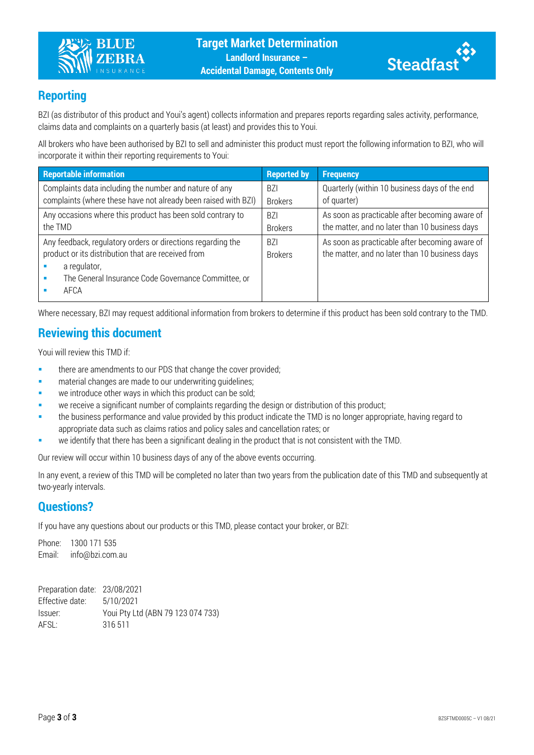## Reporting

BZI (as distributor of this product and Youi's agent) collects information and prepares reports regarding sales activity, performance, claims data and complaints on a quarterly basis (at least) and provides this to Youi.

All brokers who have been authorised by BZI to sell and administer this product must report the following information to BZI, who will incorporate it within their reporting requirements to Youi:

| Reportable information | Reported by | Frequency |
|---|---|---|
| Complaints data including the number and nature of any complaints (where these have not already been raised with BZI) | BZI<br>Brokers | Quarterly (within 10 business days of the end of quarter) |
| Any occasions where this product has been sold contrary to the TMD | BZI<br>Brokers | As soon as practicable after becoming aware of the matter, and no later than 10 business days |
| Any feedback, regulatory orders or directions regarding the product or its distribution that are received from<br>▪ a regulator,<br>▪ The General Insurance Code Governance Committee, or<br>▪ AFCA | BZI<br>Brokers | As soon as practicable after becoming aware of the matter, and no later than 10 business days |

Where necessary, BZI may request additional information from brokers to determine if this product has been sold contrary to the TMD.

## Reviewing this document

Youi will review this TMD if:

- there are amendments to our PDS that change the cover provided;
- material changes are made to our underwriting guidelines;
- we introduce other ways in which this product can be sold;
- we receive a significant number of complaints regarding the design or distribution of this product;
- the business performance and value provided by this product indicate the TMD is no longer appropriate, having regard to appropriate data such as claims ratios and policy sales and cancellation rates; or
- we identify that there has been a significant dealing in the product that is not consistent with the TMD.

Our review will occur within 10 business days of any of the above events occurring.

In any event, a review of this TMD will be completed no later than two years from the publication date of this TMD and subsequently at two-yearly intervals.

## Questions?

If you have any questions about our products or this TMD, please contact your broker, or BZI:

Phone: 1300 171 535
Email: info@bzi.com.au

Preparation date: 23/08/2021
Effective date: 5/10/2021
Issuer: Youi Pty Ltd (ABN 79 123 074 733)
AFSL: 316 511

BZSFTMD0005C – V1 08/21